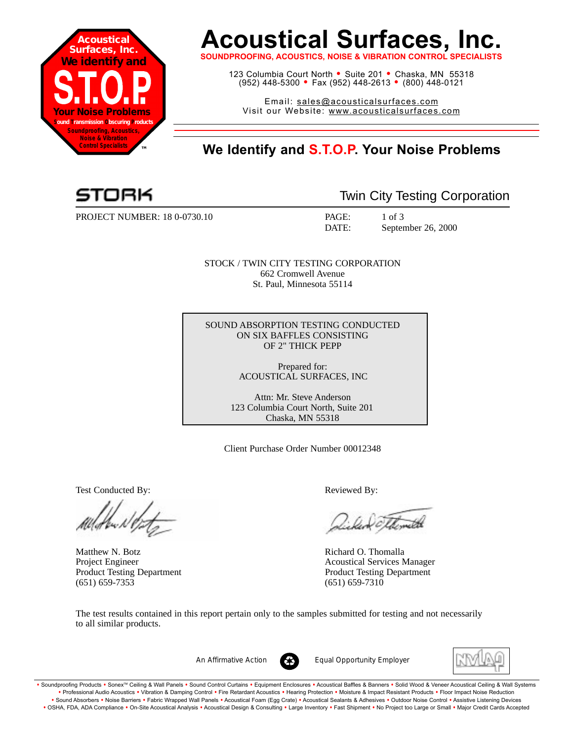# Acoustical Surfaces, Inc.

**SOUNDPROOFING, ACOUSTICS, NOISE & VIBRATION CONTROL SPECIALISTS**

123 Columbia Court North • Suite 201 • Chaska, MN 55318
(952) 448-5300 • Fax (952) 448-2613 • (800) 448-0121

Email: sales@acousticalsurfaces.com
Visit our Website: www.acousticalsurfaces.com

## We Identify and S.T.O.P. Your Noise Problems

STORK — Twin City Testing Corporation

PROJECT NUMBER: 18 0-0730.10

PAGE: 1 of 3
DATE: September 26, 2000

STOCK / TWIN CITY TESTING CORPORATION
662 Cromwell Avenue
St. Paul, Minnesota 55114

SOUND ABSORPTION TESTING CONDUCTED
ON SIX BAFFLES CONSISTING
OF 2" THICK PEPP

Prepared for:
ACOUSTICAL SURFACES, INC

Attn: Mr. Steve Anderson
123 Columbia Court North, Suite 201
Chaska, MN 55318

Client Purchase Order Number 00012348

Test Conducted By:

Matthew N. Botz
Project Engineer
Product Testing Department
(651) 659-7353

Reviewed By:

Richard O. Thomalla
Acoustical Services Manager
Product Testing Department
(651) 659-7310

The test results contained in this report pertain only to the samples submitted for testing and not necessarily to all similar products.

An Affirmative Action Equal Opportunity Employer

• Soundproofing Products • Sonex™ Ceiling & Wall Panels • Sound Control Curtains • Equipment Enclosures • Acoustical Baffles & Banners • Solid Wood & Veneer Acoustical Ceiling & Wall Systems • Professional Audio Acoustics • Vibration & Damping Control • Fire Retardant Acoustics • Hearing Protection • Moisture & Impact Resistant Products • Floor Impact Noise Reduction • Sound Absorbers • Noise Barriers • Fabric Wrapped Wall Panels • Acoustical Foam (Egg Crate) • Acoustical Sealants & Adhesives • Outdoor Noise Control • Assistive Listening Devices • OSHA, FDA, ADA Compliance • On-Site Acoustical Analysis • Acoustical Design & Consulting • Large Inventory • Fast Shipment • No Project too Large or Small • Major Credit Cards Accepted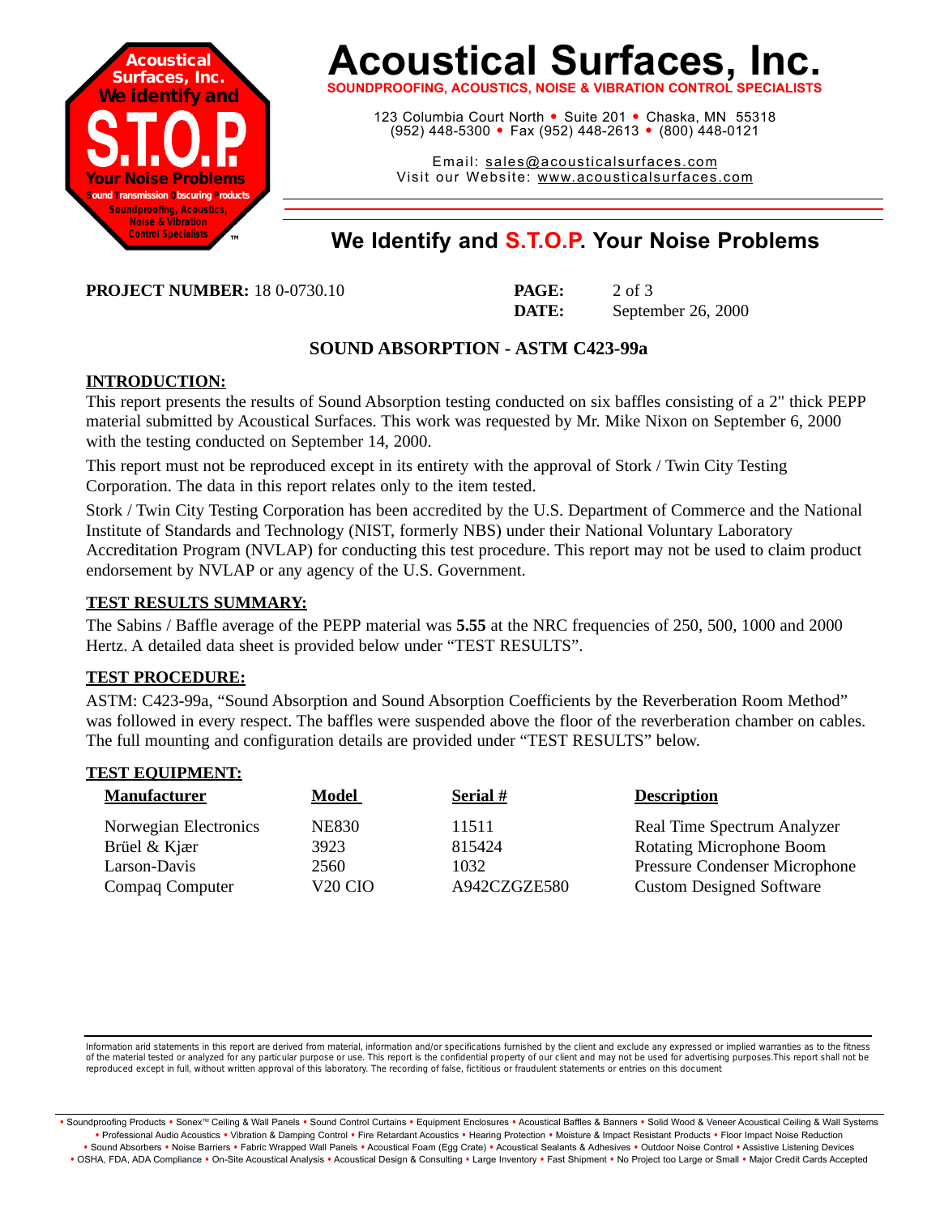# Acoustical Surfaces, Inc.

**SOUNDPROOFING, ACOUSTICS, NOISE & VIBRATION CONTROL SPECIALISTS**

123 Columbia Court North • Suite 201 • Chaska, MN 55318
(952) 448-5300 • Fax (952) 448-2613 • (800) 448-0121

Email: sales@acousticalsurfaces.com
Visit our Website: www.acousticalsurfaces.com

## We Identify and S.T.O.P. Your Noise Problems

**PROJECT NUMBER:** 18 0-0730.10

**PAGE:** 2 of 3
**DATE:** September 26, 2000

### SOUND ABSORPTION - ASTM C423-99a

**INTRODUCTION:**

This report presents the results of Sound Absorption testing conducted on six baffles consisting of a 2" thick PEPP material submitted by Acoustical Surfaces. This work was requested by Mr. Mike Nixon on September 6, 2000 with the testing conducted on September 14, 2000.

This report must not be reproduced except in its entirety with the approval of Stork / Twin City Testing Corporation. The data in this report relates only to the item tested.

Stork / Twin City Testing Corporation has been accredited by the U.S. Department of Commerce and the National Institute of Standards and Technology (NIST, formerly NBS) under their National Voluntary Laboratory Accreditation Program (NVLAP) for conducting this test procedure. This report may not be used to claim product endorsement by NVLAP or any agency of the U.S. Government.

**TEST RESULTS SUMMARY:**

The Sabins / Baffle average of the PEPP material was **5.55** at the NRC frequencies of 250, 500, 1000 and 2000 Hertz. A detailed data sheet is provided below under "TEST RESULTS".

**TEST PROCEDURE:**

ASTM: C423-99a, "Sound Absorption and Sound Absorption Coefficients by the Reverberation Room Method" was followed in every respect. The baffles were suspended above the floor of the reverberation chamber on cables. The full mounting and configuration details are provided under "TEST RESULTS" below.

**TEST EQUIPMENT:**

| Manufacturer | Model | Serial # | Description |
|---|---|---|---|
| Norwegian Electronics | NE830 | 11511 | Real Time Spectrum Analyzer |
| Brüel & Kjær | 3923 | 815424 | Rotating Microphone Boom |
| Larson-Davis | 2560 | 1032 | Pressure Condenser Microphone |
| Compaq Computer | V20 CIO | A942CZGZE580 | Custom Designed Software |

Information arid statements in this report are derived from material, information and/or specifications furnished by the client and exclude any expressed or implied warranties as to the fitness of the material tested or analyzed for any particular purpose or use. This report is the confidential property of our client and may not be used for advertising purposes.This report shall not be reproduced except in full, without written approval of this laboratory. The recording of false, fictitious or fraudulent statements or entries on this document

• Soundproofing Products • Sonex™ Ceiling & Wall Panels • Sound Control Curtains • Equipment Enclosures • Acoustical Baffles & Banners • Solid Wood & Veneer Acoustical Ceiling & Wall Systems • Professional Audio Acoustics • Vibration & Damping Control • Fire Retardant Acoustics • Hearing Protection • Moisture & Impact Resistant Products • Floor Impact Noise Reduction • Sound Absorbers • Noise Barriers • Fabric Wrapped Wall Panels • Acoustical Foam (Egg Crate) • Acoustical Sealants & Adhesives • Outdoor Noise Control • Assistive Listening Devices • OSHA, FDA, ADA Compliance • On-Site Acoustical Analysis • Acoustical Design & Consulting • Large Inventory • Fast Shipment • No Project too Large or Small • Major Credit Cards Accepted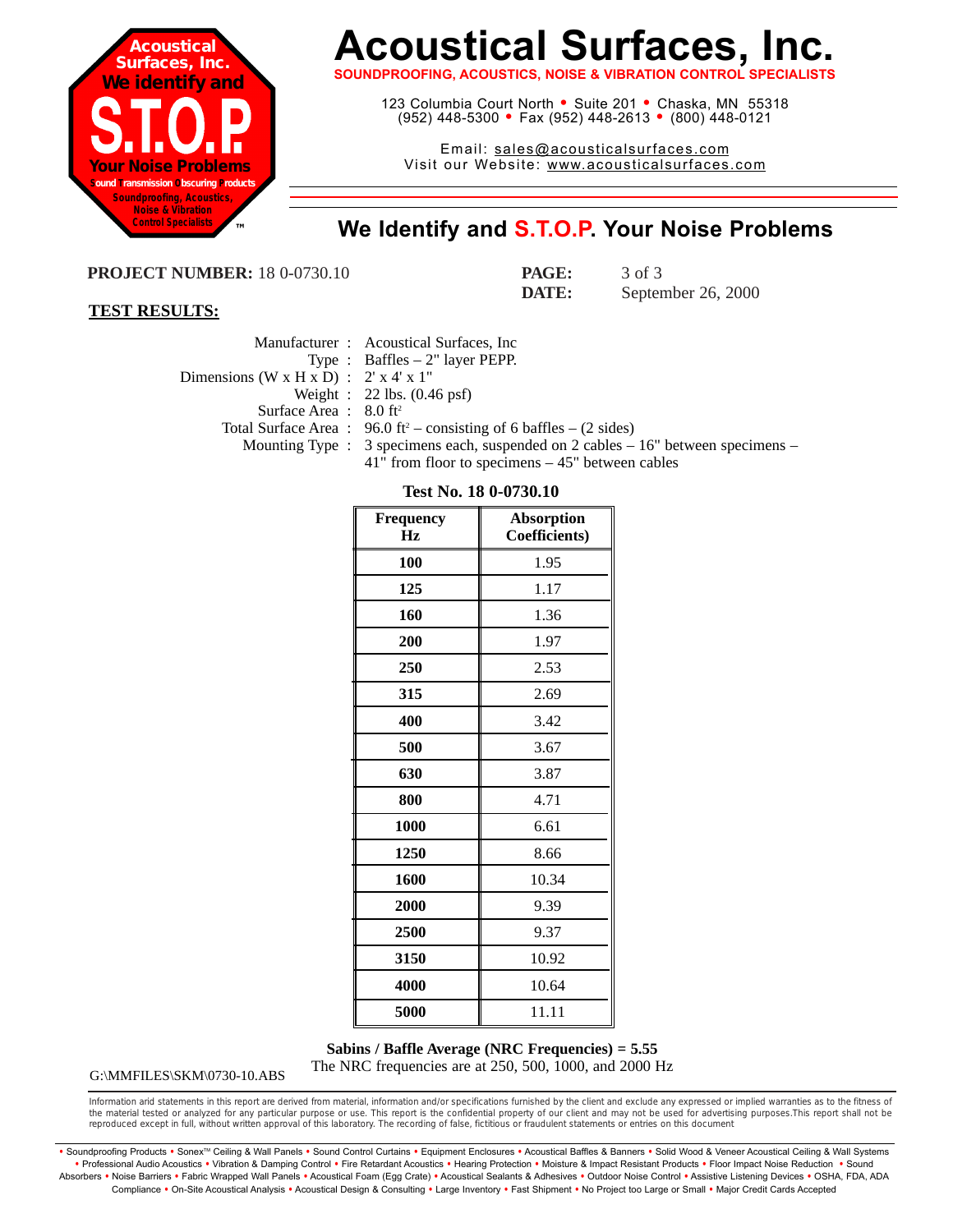# Acoustical Surfaces, Inc.

**SOUNDPROOFING, ACOUSTICS, NOISE & VIBRATION CONTROL SPECIALISTS**

123 Columbia Court North • Suite 201 • Chaska, MN 55318
(952) 448-5300 • Fax (952) 448-2613 • (800) 448-0121

Email: sales@acousticalsurfaces.com
Visit our Website: www.acousticalsurfaces.com

## We Identify and S.T.O.P. Your Noise Problems

**PROJECT NUMBER:** 18 0-0730.10

**DATE:** September 26, 2000

**TEST RESULTS:**

Manufacturer : Acoustical Surfaces, Inc
Type : Baffles – 2" layer PEPP.
Dimensions (W x H x D) : 2' x 4' x 1"
Weight : 22 lbs. (0.46 psf)
Surface Area : 8.0 ft²
Total Surface Area : 96.0 ft² – consisting of 6 baffles – (2 sides)
Mounting Type : 3 specimens each, suspended on 2 cables – 16" between specimens – 41" from floor to specimens – 45" between cables

**Test No. 18 0-0730.10**

| Frequency Hz | Absorption Coefficients) |
|---|---|
| **100** | 1.95 |
| **125** | 1.17 |
| **160** | 1.36 |
| **200** | 1.97 |
| **250** | 2.53 |
| **315** | 2.69 |
| **400** | 3.42 |
| **500** | 3.67 |
| **630** | 3.87 |
| **800** | 4.71 |
| **1000** | 6.61 |
| **1250** | 8.66 |
| **1600** | 10.34 |
| **2000** | 9.39 |
| **2500** | 9.37 |
| **3150** | 10.92 |
| **4000** | 10.64 |
| **5000** | 11.11 |

**Sabins / Baffle Average (NRC Frequencies) = 5.55**
The NRC frequencies are at 250, 500, 1000, and 2000 Hz

G:\MMFILES\SKM\0730-10.ABS

Information arid statements in this report are derived from material, information and/or specifications furnished by the client and exclude any expressed or implied warranties as to the fitness of the material tested or analyzed for any particular purpose or use. This report is the confidential property of our client and may not be used for advertising purposes.This report shall not be reproduced except in full, without written approval of this laboratory. The recording of false, fictitious or fraudulent statements or entries on this document

• Soundproofing Products • Sonex™ Ceiling & Wall Panels • Sound Control Curtains • Equipment Enclosures • Acoustical Baffles & Banners • Solid Wood & Veneer Acoustical Ceiling & Wall Systems • Professional Audio Acoustics • Vibration & Damping Control • Fire Retardant Acoustics • Hearing Protection • Moisture & Impact Resistant Products • Floor Impact Noise Reduction • Sound Absorbers • Noise Barriers • Fabric Wrapped Wall Panels • Acoustical Foam (Egg Crate) • Acoustical Sealants & Adhesives • Outdoor Noise Control • Assistive Listening Devices • OSHA, FDA, ADA Compliance • On-Site Acoustical Analysis • Acoustical Design & Consulting • Large Inventory • Fast Shipment • No Project too Large or Small • Major Credit Cards Accepted